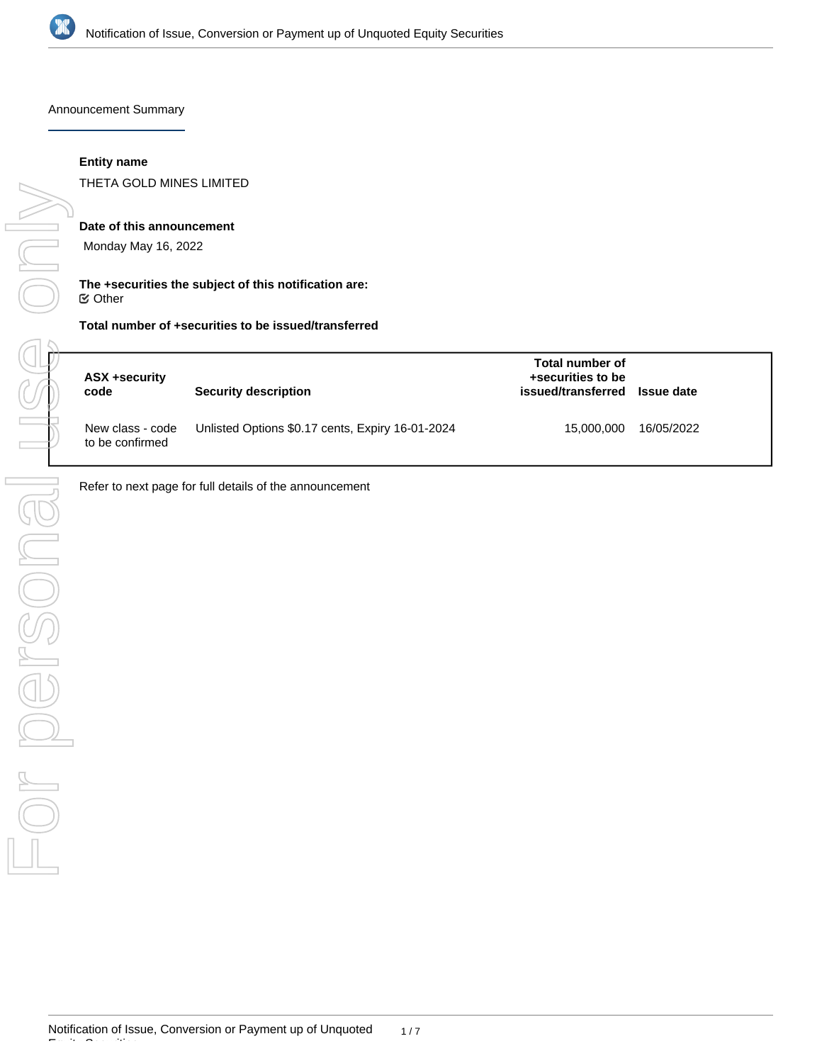## Announcement Summary

**Entity name**

THETA GOLD MINES LIMITED

**Date of this announcement**

Monday May 16, 2022

**The +securities the subject of this notification are:**

☑ Other

**Total number of +securities to be issued/transferred**

| ASX +security code | Security description | Total number of +securities to be issued/transferred | Issue date |
|---|---|---|---|
| New class - code to be confirmed | Unlisted Options $0.17 cents, Expiry 16-01-2024 | 15,000,000 | 16/05/2022 |

Refer to next page for full details of the announcement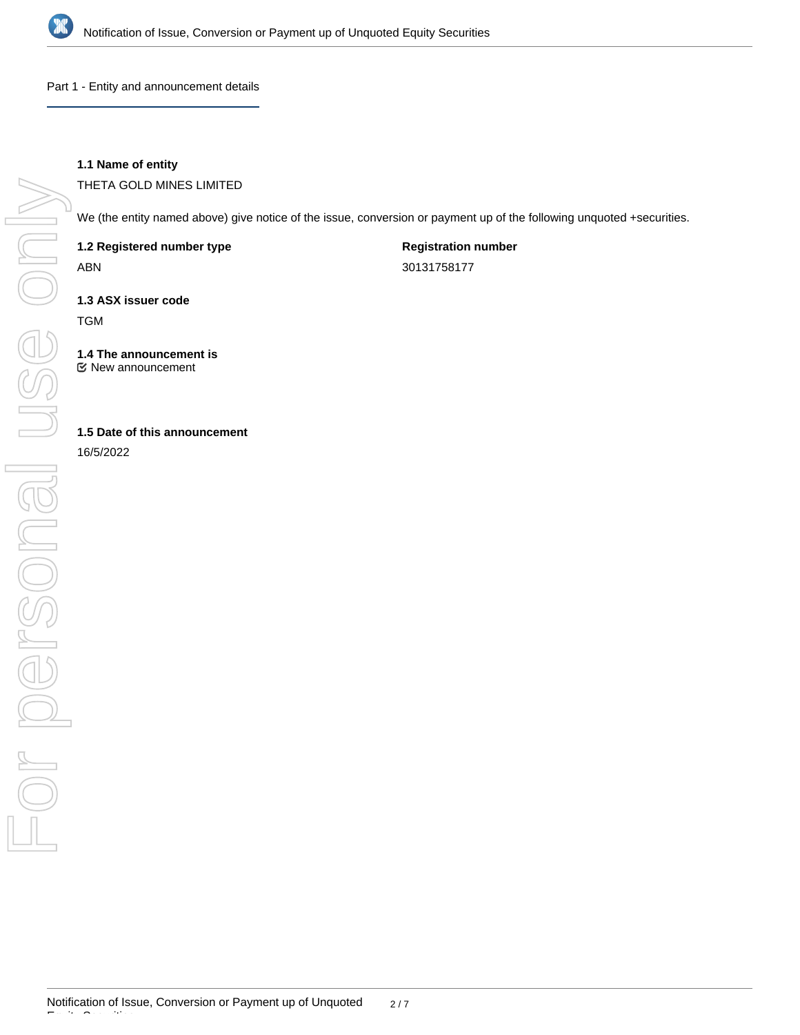## Part 1 - Entity and announcement details

**1.1 Name of entity**

THETA GOLD MINES LIMITED

We (the entity named above) give notice of the issue, conversion or payment up of the following unquoted +securities.

| **1.2 Registered number type** | **Registration number** |
|---|---|
| ABN | 30131758177 |

**1.3 ASX issuer code**

TGM

**1.4 The announcement is**

☑ New announcement

**1.5 Date of this announcement**

16/5/2022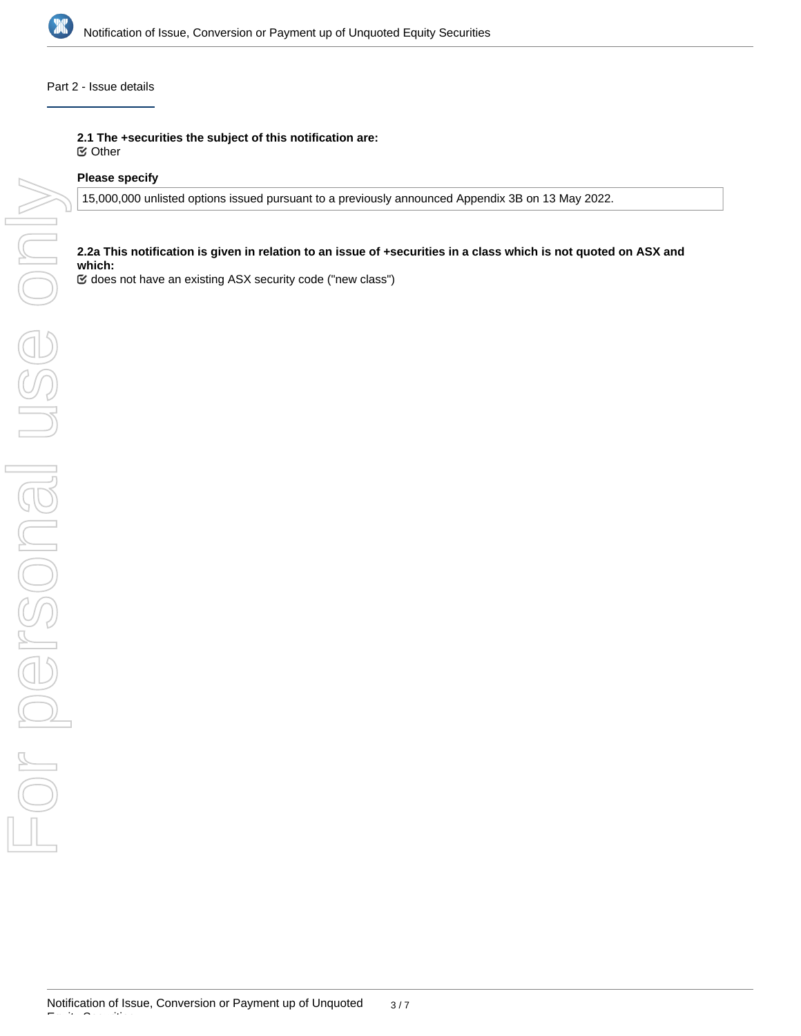Part 2 - Issue details

**2.1 The +securities the subject of this notification are:**

☑ Other

**Please specify**

15,000,000 unlisted options issued pursuant to a previously announced Appendix 3B on 13 May 2022.

**2.2a This notification is given in relation to an issue of +securities in a class which is not quoted on ASX and which:**

☑ does not have an existing ASX security code ("new class")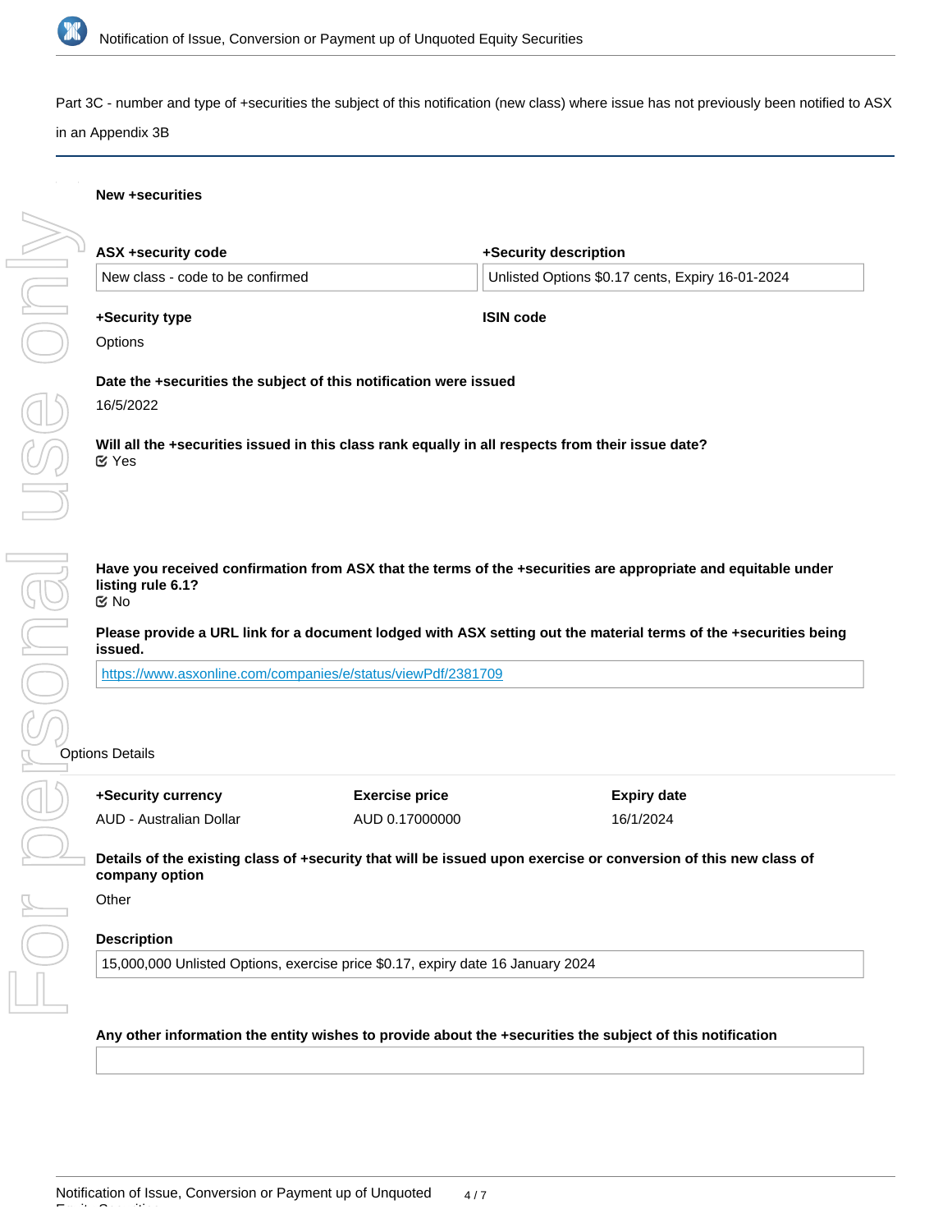Part 3C - number and type of +securities the subject of this notification (new class) where issue has not previously been notified to ASX in an Appendix 3B

**New +securities**

| **ASX +security code** | **+Security description** |
|---|---|
| New class - code to be confirmed | Unlisted Options $0.17 cents, Expiry 16-01-2024 |

**+Security type**

Options

**ISIN code**

**Date the +securities the subject of this notification were issued**

16/5/2022

**Will all the +securities issued in this class rank equally in all respects from their issue date?**

Yes

**Have you received confirmation from ASX that the terms of the +securities are appropriate and equitable under listing rule 6.1?**

No

**Please provide a URL link for a document lodged with ASX setting out the material terms of the +securities being issued.**

https://www.asxonline.com/companies/e/status/viewPdf/2381709

Options Details

| **+Security currency** | **Exercise price** | **Expiry date** |
|---|---|---|
| AUD - Australian Dollar | AUD 0.17000000 | 16/1/2024 |

**Details of the existing class of +security that will be issued upon exercise or conversion of this new class of company option**

Other

**Description**

15,000,000 Unlisted Options, exercise price $0.17, expiry date 16 January 2024

**Any other information the entity wishes to provide about the +securities the subject of this notification**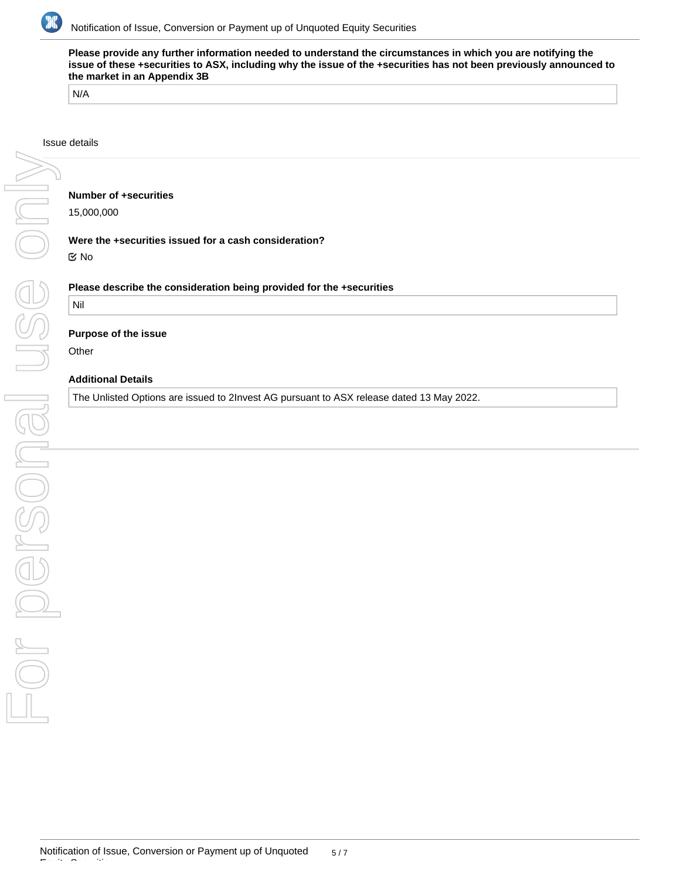**Please provide any further information needed to understand the circumstances in which you are notifying the issue of these +securities to ASX, including why the issue of the +securities has not been previously announced to the market in an Appendix 3B**

N/A

Issue details

**Number of +securities**

15,000,000

**Were the +securities issued for a cash consideration?**

☑ No

**Please describe the consideration being provided for the +securities**

Nil

**Purpose of the issue**

Other

**Additional Details**

The Unlisted Options are issued to 2Invest AG pursuant to ASX release dated 13 May 2022.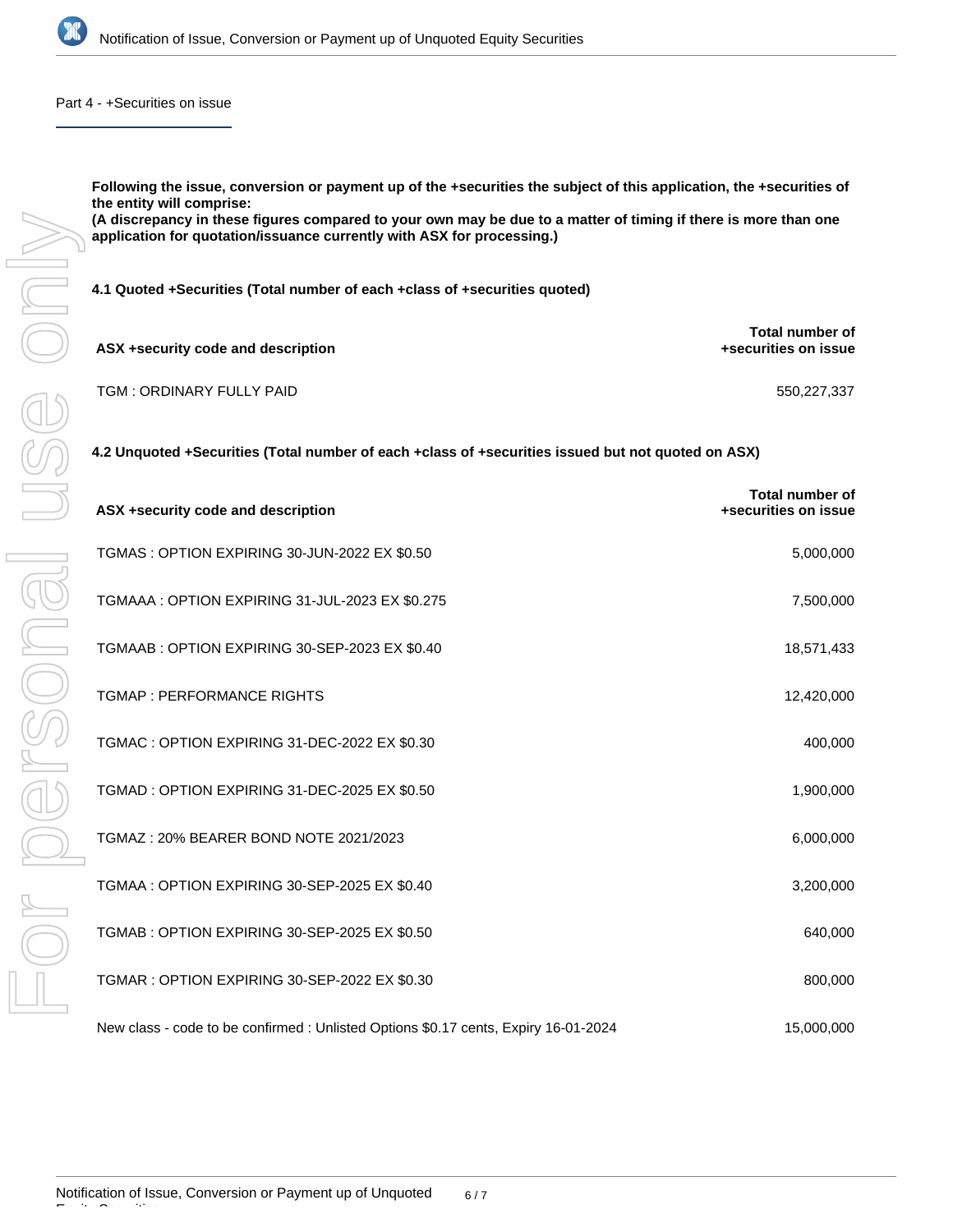## Part 4 - +Securities on issue

**Following the issue, conversion or payment up of the +securities the subject of this application, the +securities of the entity will comprise:**
**(A discrepancy in these figures compared to your own may be due to a matter of timing if there is more than one application for quotation/issuance currently with ASX for processing.)**

**4.1 Quoted +Securities (Total number of each +class of +securities quoted)**

| ASX +security code and description | Total number of +securities on issue |
|---|---|
| TGM : ORDINARY FULLY PAID | 550,227,337 |

**4.2 Unquoted +Securities (Total number of each +class of +securities issued but not quoted on ASX)**

| ASX +security code and description | Total number of +securities on issue |
|---|---|
| TGMAS : OPTION EXPIRING 30-JUN-2022 EX $0.50 | 5,000,000 |
| TGMAAA : OPTION EXPIRING 31-JUL-2023 EX $0.275 | 7,500,000 |
| TGMAAB : OPTION EXPIRING 30-SEP-2023 EX $0.40 | 18,571,433 |
| TGMAP : PERFORMANCE RIGHTS | 12,420,000 |
| TGMAC : OPTION EXPIRING 31-DEC-2022 EX $0.30 | 400,000 |
| TGMAD : OPTION EXPIRING 31-DEC-2025 EX $0.50 | 1,900,000 |
| TGMAZ : 20% BEARER BOND NOTE 2021/2023 | 6,000,000 |
| TGMAA : OPTION EXPIRING 30-SEP-2025 EX $0.40 | 3,200,000 |
| TGMAB : OPTION EXPIRING 30-SEP-2025 EX $0.50 | 640,000 |
| TGMAR : OPTION EXPIRING 30-SEP-2022 EX $0.30 | 800,000 |
| New class - code to be confirmed : Unlisted Options $0.17 cents, Expiry 16-01-2024 | 15,000,000 |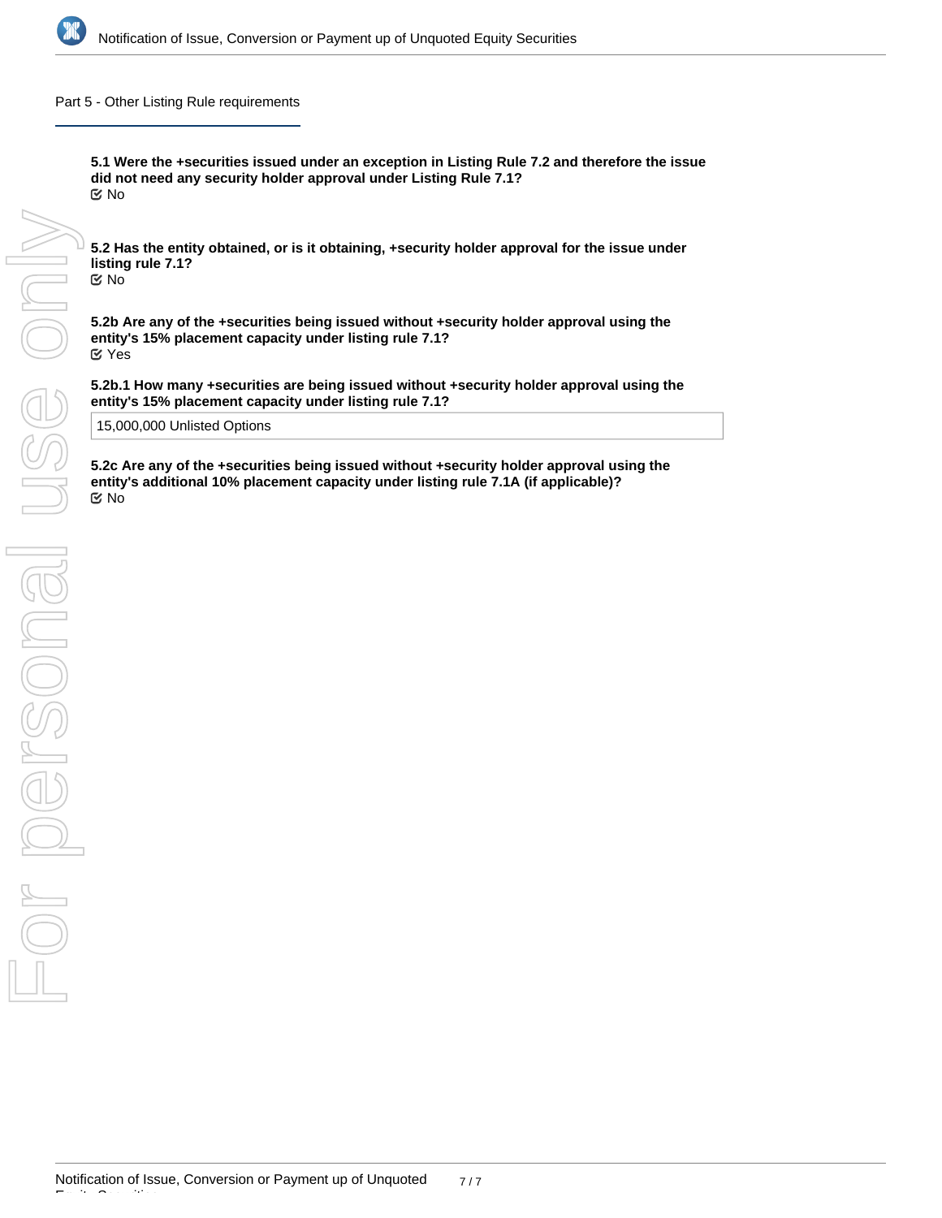## Part 5 - Other Listing Rule requirements

**5.1 Were the +securities issued under an exception in Listing Rule 7.2 and therefore the issue did not need any security holder approval under Listing Rule 7.1?**

☑ No

**5.2 Has the entity obtained, or is it obtaining, +security holder approval for the issue under listing rule 7.1?**

☑ No

**5.2b Are any of the +securities being issued without +security holder approval using the entity's 15% placement capacity under listing rule 7.1?**

☑ Yes

**5.2b.1 How many +securities are being issued without +security holder approval using the entity's 15% placement capacity under listing rule 7.1?**

15,000,000 Unlisted Options

**5.2c Are any of the +securities being issued without +security holder approval using the entity's additional 10% placement capacity under listing rule 7.1A (if applicable)?**

☑ No